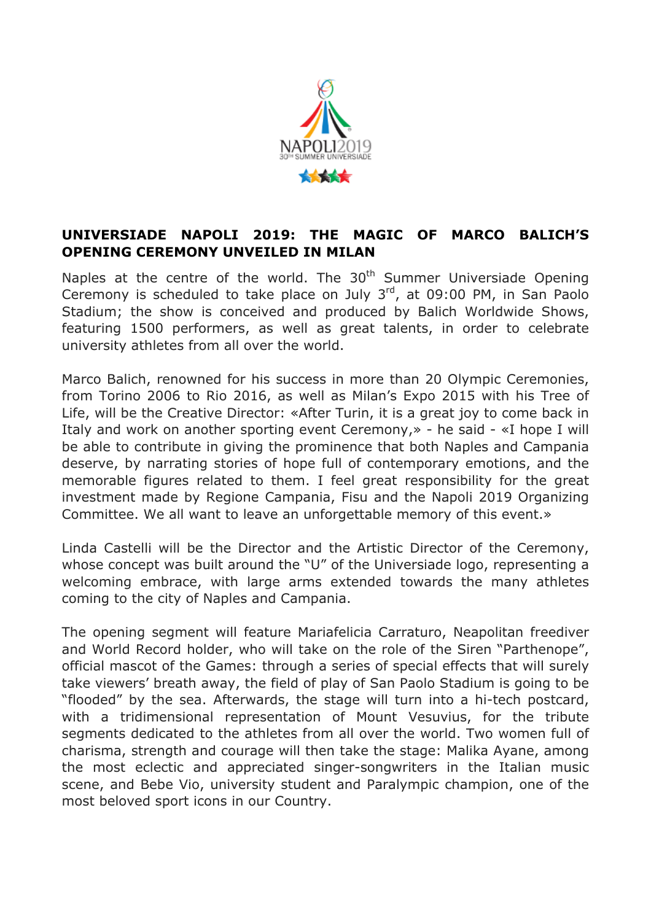NAPOLI2019
30TH SUMMER UNIVERSIADE

# UNIVERSIADE NAPOLI 2019: THE MAGIC OF MARCO BALICH'S OPENING CEREMONY UNVEILED IN MILAN

Naples at the centre of the world. The 30th Summer Universiade Opening Ceremony is scheduled to take place on July 3rd, at 09:00 PM, in San Paolo Stadium; the show is conceived and produced by Balich Worldwide Shows, featuring 1500 performers, as well as great talents, in order to celebrate university athletes from all over the world.

Marco Balich, renowned for his success in more than 20 Olympic Ceremonies, from Torino 2006 to Rio 2016, as well as Milan's Expo 2015 with his Tree of Life, will be the Creative Director: «After Turin, it is a great joy to come back in Italy and work on another sporting event Ceremony,» - he said - «I hope I will be able to contribute in giving the prominence that both Naples and Campania deserve, by narrating stories of hope full of contemporary emotions, and the memorable figures related to them. I feel great responsibility for the great investment made by Regione Campania, Fisu and the Napoli 2019 Organizing Committee. We all want to leave an unforgettable memory of this event.»

Linda Castelli will be the Director and the Artistic Director of the Ceremony, whose concept was built around the "U" of the Universiade logo, representing a welcoming embrace, with large arms extended towards the many athletes coming to the city of Naples and Campania.

The opening segment will feature Mariafelicia Carraturo, Neapolitan freediver and World Record holder, who will take on the role of the Siren "Parthenope", official mascot of the Games: through a series of special effects that will surely take viewers' breath away, the field of play of San Paolo Stadium is going to be "flooded" by the sea. Afterwards, the stage will turn into a hi-tech postcard, with a tridimensional representation of Mount Vesuvius, for the tribute segments dedicated to the athletes from all over the world. Two women full of charisma, strength and courage will then take the stage: Malika Ayane, among the most eclectic and appreciated singer-songwriters in the Italian music scene, and Bebe Vio, university student and Paralympic champion, one of the most beloved sport icons in our Country.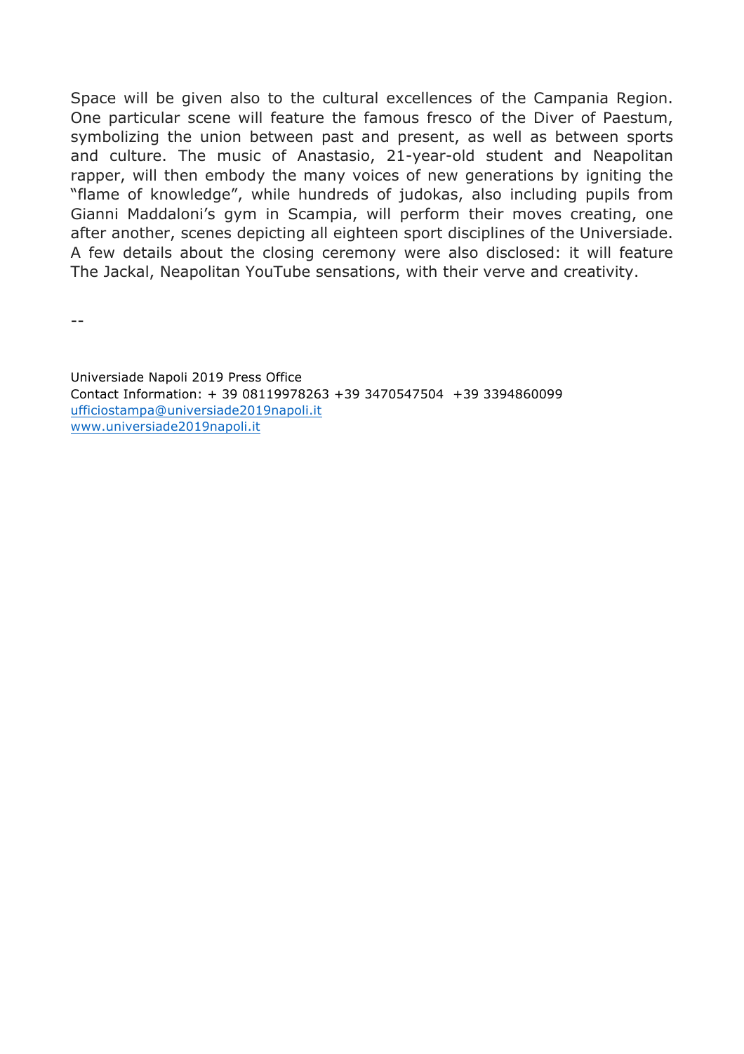Space will be given also to the cultural excellences of the Campania Region. One particular scene will feature the famous fresco of the Diver of Paestum, symbolizing the union between past and present, as well as between sports and culture. The music of Anastasio, 21-year-old student and Neapolitan rapper, will then embody the many voices of new generations by igniting the "flame of knowledge", while hundreds of judokas, also including pupils from Gianni Maddaloni's gym in Scampia, will perform their moves creating, one after another, scenes depicting all eighteen sport disciplines of the Universiade. A few details about the closing ceremony were also disclosed: it will feature The Jackal, Neapolitan YouTube sensations, with their verve and creativity.

--

Universiade Napoli 2019 Press Office
Contact Information: + 39 08119978263 +39 3470547504 +39 3394860099
ufficiostampa@universiade2019napoli.it
www.universiade2019napoli.it